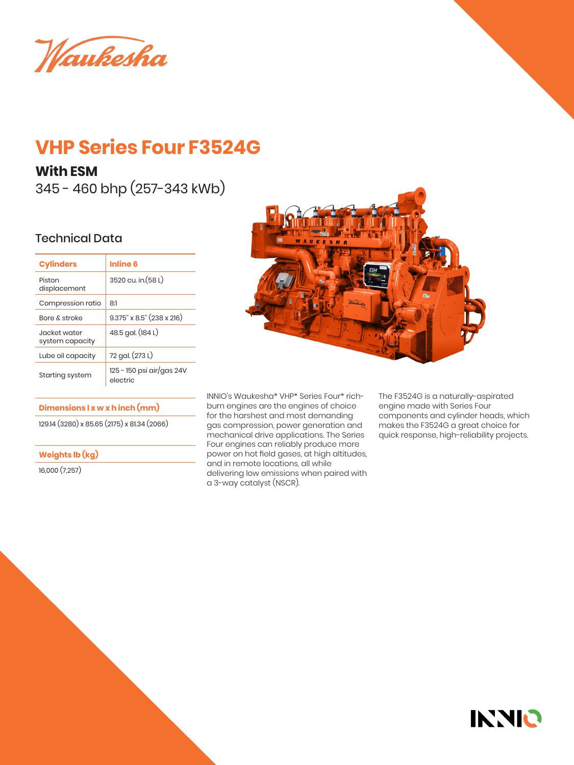Waukesha

# VHP Series Four F3524G

## With ESM

345 - 460 bhp (257-343 kWb)

### Technical Data

| Cylinders | Inline 6 |
| --- | --- |
| Piston displacement | 3520 cu. in.(58 L) |
| Compression ratio | 8:1 |
| Bore & stroke | 9.375" x 8.5" (238 x 216) |
| Jacket water system capacity | 48.5 gal. (184 L) |
| Lube oil capacity | 72 gal. (273 L) |
| Starting system | 125 - 150 psi air/gas 24V electric |

| Dimensions l x w x h inch (mm) |
| --- |
| 129.14 (3280) x 85.65 (2175) x 81.34 (2066) |

| Weights lb (kg) |
| --- |
| 16,000 (7,257) |

INNIO's Waukesha* VHP* Series Four* rich-burn engines are the engines of choice for the harshest and most demanding gas compression, power generation and mechanical drive applications. The Series Four engines can reliably produce more power on hot field gases, at high altitudes, and in remote locations, all while delivering low emissions when paired with a 3-way catalyst (NSCR).

The F3524G is a naturally-aspirated engine made with Series Four components and cylinder heads, which makes the F3524G a great choice for quick response, high-reliability projects.

INNIO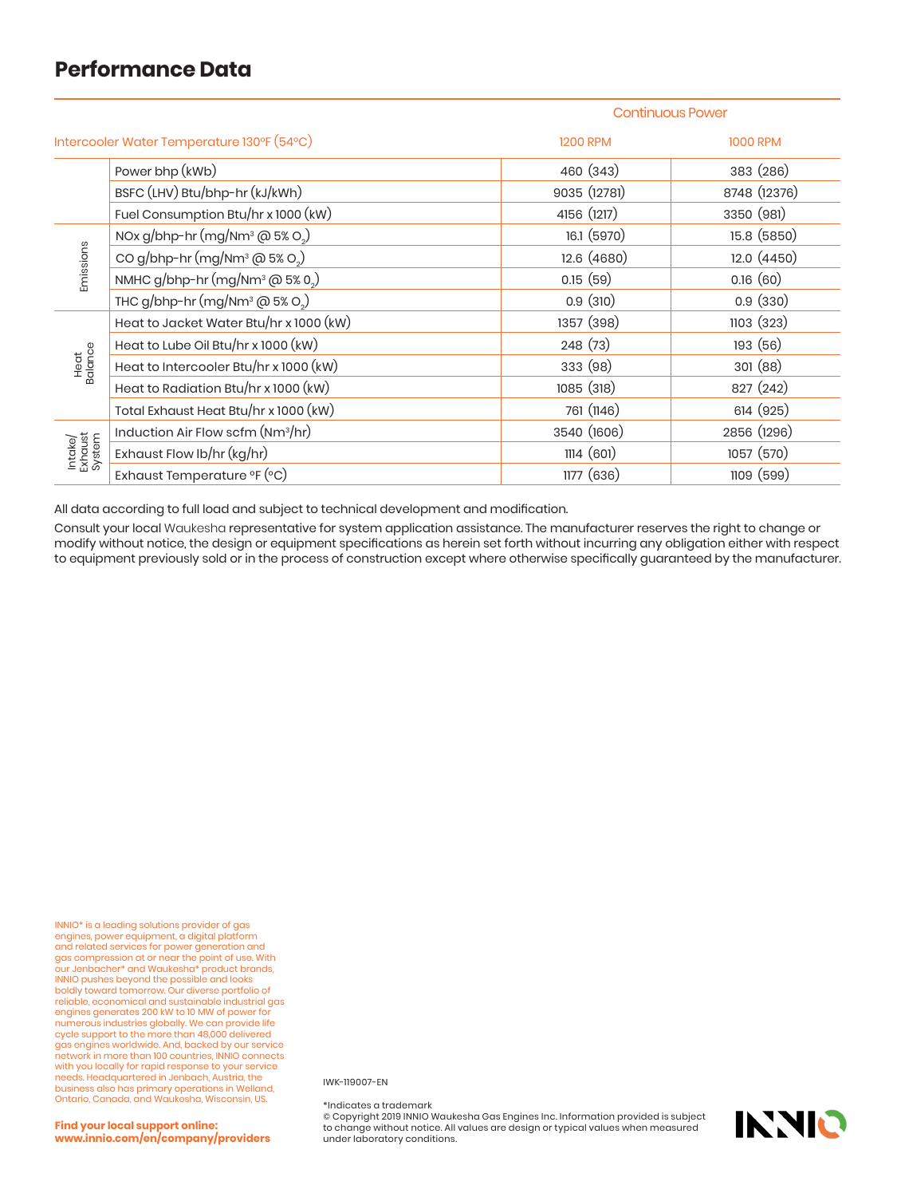## Performance Data

| | | Continuous Power | |
|---|---|---|---|
| Intercooler Water Temperature 130°F (54°C) | | 1200 RPM | 1000 RPM |
| | Power bhp (kWb) | 460 (343) | 383 (286) |
| | BSFC (LHV) Btu/bhp-hr (kJ/kWh) | 9035 (12781) | 8748 (12376) |
| | Fuel Consumption Btu/hr x 1000 (kW) | 4156 (1217) | 3350 (981) |
| Emissions | NOx g/bhp-hr (mg/Nm³ @ 5% $O_2$) | 16.1 (5970) | 15.8 (5850) |
| | CO g/bhp-hr (mg/Nm³ @ 5% $O_2$) | 12.6 (4680) | 12.0 (4450) |
| | NMHC g/bhp-hr (mg/Nm³ @ 5% $0_2$) | 0.15 (59) | 0.16 (60) |
| | THC g/bhp-hr (mg/Nm³ @ 5% $O_2$) | 0.9 (310) | 0.9 (330) |
| Heat Balance | Heat to Jacket Water Btu/hr x 1000 (kW) | 1357 (398) | 1103 (323) |
| | Heat to Lube Oil Btu/hr x 1000 (kW) | 248 (73) | 193 (56) |
| | Heat to Intercooler Btu/hr x 1000 (kW) | 333 (98) | 301 (88) |
| | Heat to Radiation Btu/hr x 1000 (kW) | 1085 (318) | 827 (242) |
| | Total Exhaust Heat Btu/hr x 1000 (kW) | 761 (1146) | 614 (925) |
| Intake/ Exhaust System | Induction Air Flow scfm (Nm³/hr) | 3540 (1606) | 2856 (1296) |
| | Exhaust Flow lb/hr (kg/hr) | 1114 (601) | 1057 (570) |
| | Exhaust Temperature °F (°C) | 1177 (636) | 1109 (599) |

All data according to full load and subject to technical development and modification.

Consult your local Waukesha representative for system application assistance. The manufacturer reserves the right to change or modify without notice, the design or equipment specifications as herein set forth without incurring any obligation either with respect to equipment previously sold or in the process of construction except where otherwise specifically guaranteed by the manufacturer.

INNIO* is a leading solutions provider of gas engines, power equipment, a digital platform and related services for power generation and gas compression at or near the point of use. With our Jenbacher* and Waukesha* product brands, INNIO pushes beyond the possible and looks boldly toward tomorrow. Our diverse portfolio of reliable, economical and sustainable industrial gas engines generates 200 kW to 10 MW of power for numerous industries globally. We can provide life cycle support to the more than 48,000 delivered gas engines worldwide. And, backed by our service network in more than 100 countries, INNIO connects with you locally for rapid response to your service needs. Headquartered in Jenbach, Austria, the business also has primary operations in Welland, Ontario, Canada, and Waukesha, Wisconsin, US.

**Find your local support online:**
**www.innio.com/en/company/providers**

IWK-119007-EN

*Indicates a trademark
© Copyright 2019 INNIO Waukesha Gas Engines Inc. Information provided is subject to change without notice. All values are design or typical values when measured under laboratory conditions.

INNIO